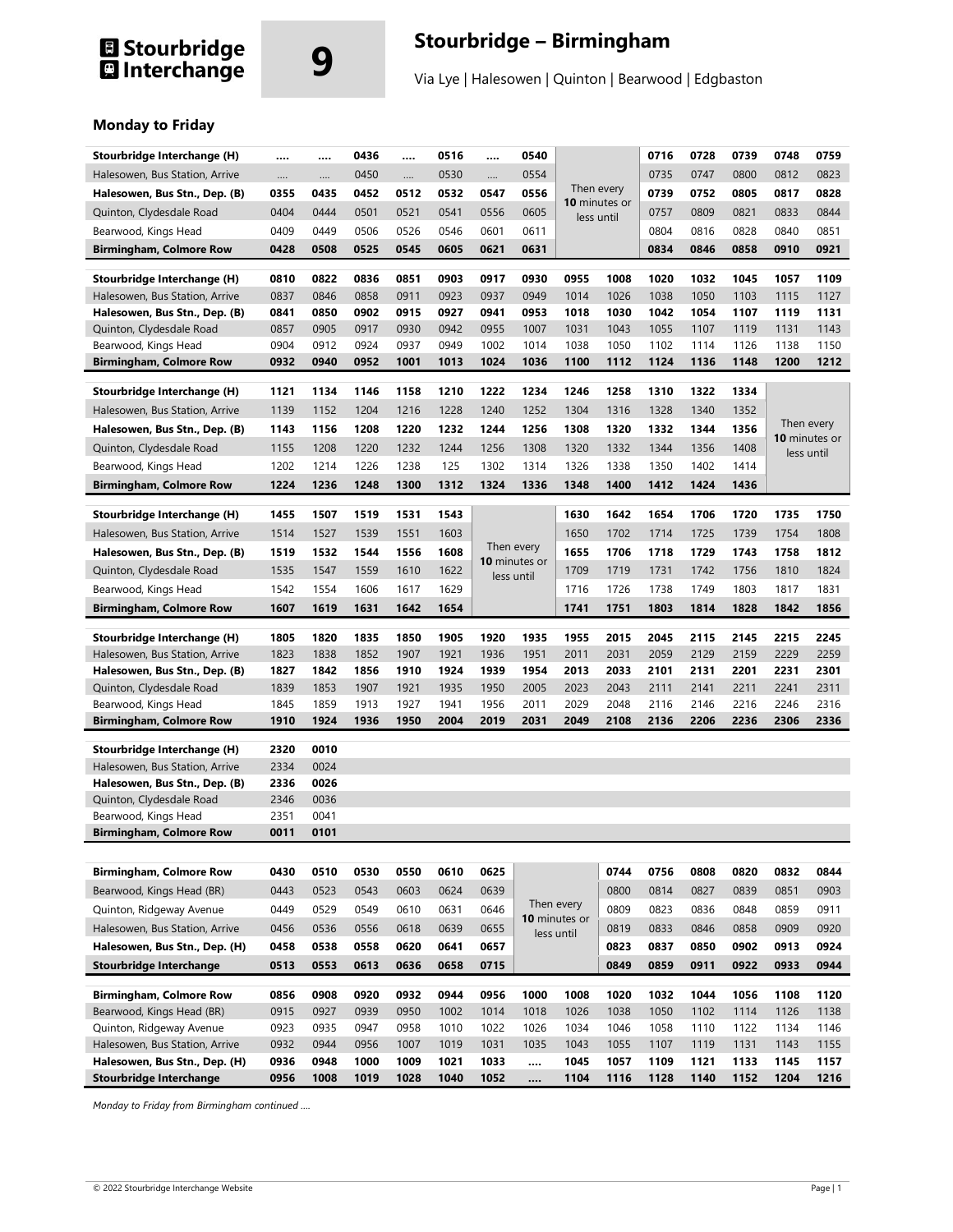# Stourbridge Interchange

# 9

## Stourbridge – Birmingham

Via Lye | Halesowen | Quinton | Bearwood | Edgbaston

### Monday to Friday

| Stourbridge Interchange (H) | .... | .... | 0436 | .... | 0516 | .... | 0540 | | | 0716 | 0728 | 0739 | 0748 | 0759 |
|---|---|---|---|---|---|---|---|---|---|---|---|---|---|---|
| Halesowen, Bus Station, Arrive | .... | .... | 0450 | .... | 0530 | .... | 0554 | Then every **10** minutes or less until | | 0735 | 0747 | 0800 | 0812 | 0823 |
| **Halesowen, Bus Stn., Dep. (B)** | **0355** | **0435** | **0452** | **0512** | **0532** | **0547** | **0556** | | | **0739** | **0752** | **0805** | **0817** | **0828** |
| Quinton, Clydesdale Road | 0404 | 0444 | 0501 | 0521 | 0541 | 0556 | 0605 | | | 0757 | 0809 | 0821 | 0833 | 0844 |
| Bearwood, Kings Head | 0409 | 0449 | 0506 | 0526 | 0546 | 0601 | 0611 | | | 0804 | 0816 | 0828 | 0840 | 0851 |
| **Birmingham, Colmore Row** | **0428** | **0508** | **0525** | **0545** | **0605** | **0621** | **0631** | | | **0834** | **0846** | **0858** | **0910** | **0921** |

| Stourbridge Interchange (H) | 0810 | 0822 | 0836 | 0851 | 0903 | 0917 | 0930 | 0955 | 1008 | 1020 | 1032 | 1045 | 1057 | 1109 |
|---|---|---|---|---|---|---|---|---|---|---|---|---|---|---|
| Halesowen, Bus Station, Arrive | 0837 | 0846 | 0858 | 0911 | 0923 | 0937 | 0949 | 1014 | 1026 | 1038 | 1050 | 1103 | 1115 | 1127 |
| **Halesowen, Bus Stn., Dep. (B)** | **0841** | **0850** | **0902** | **0915** | **0927** | **0941** | **0953** | **1018** | **1030** | **1042** | **1054** | **1107** | **1119** | **1131** |
| Quinton, Clydesdale Road | 0857 | 0905 | 0917 | 0930 | 0942 | 0955 | 1007 | 1031 | 1043 | 1055 | 1107 | 1119 | 1131 | 1143 |
| Bearwood, Kings Head | 0904 | 0912 | 0924 | 0937 | 0949 | 1002 | 1014 | 1038 | 1050 | 1102 | 1114 | 1126 | 1138 | 1150 |
| **Birmingham, Colmore Row** | **0932** | **0940** | **0952** | **1001** | **1013** | **1024** | **1036** | **1100** | **1112** | **1124** | **1136** | **1148** | **1200** | **1212** |

| Stourbridge Interchange (H) | 1121 | 1134 | 1146 | 1158 | 1210 | 1222 | 1234 | 1246 | 1258 | 1310 | 1322 | 1334 | | |
|---|---|---|---|---|---|---|---|---|---|---|---|---|---|---|
| Halesowen, Bus Station, Arrive | 1139 | 1152 | 1204 | 1216 | 1228 | 1240 | 1252 | 1304 | 1316 | 1328 | 1340 | 1352 | Then every **10** minutes or less until | |
| **Halesowen, Bus Stn., Dep. (B)** | **1143** | **1156** | **1208** | **1220** | **1232** | **1244** | **1256** | **1308** | **1320** | **1332** | **1344** | **1356** | | |
| Quinton, Clydesdale Road | 1155 | 1208 | 1220 | 1232 | 1244 | 1256 | 1308 | 1320 | 1332 | 1344 | 1356 | 1408 | | |
| Bearwood, Kings Head | 1202 | 1214 | 1226 | 1238 | 125 | 1302 | 1314 | 1326 | 1338 | 1350 | 1402 | 1414 | | |
| **Birmingham, Colmore Row** | **1224** | **1236** | **1248** | **1300** | **1312** | **1324** | **1336** | **1348** | **1400** | **1412** | **1424** | **1436** | | |

| Stourbridge Interchange (H) | 1455 | 1507 | 1519 | 1531 | 1543 | | | 1630 | 1642 | 1654 | 1706 | 1720 | 1735 | 1750 |
|---|---|---|---|---|---|---|---|---|---|---|---|---|---|---|
| Halesowen, Bus Station, Arrive | 1514 | 1527 | 1539 | 1551 | 1603 | Then every **10** minutes or less until | | 1650 | 1702 | 1714 | 1725 | 1739 | 1754 | 1808 |
| **Halesowen, Bus Stn., Dep. (B)** | **1519** | **1532** | **1544** | **1556** | **1608** | | | **1655** | **1706** | **1718** | **1729** | **1743** | **1758** | **1812** |
| Quinton, Clydesdale Road | 1535 | 1547 | 1559 | 1610 | 1622 | | | 1709 | 1719 | 1731 | 1742 | 1756 | 1810 | 1824 |
| Bearwood, Kings Head | 1542 | 1554 | 1606 | 1617 | 1629 | | | 1716 | 1726 | 1738 | 1749 | 1803 | 1817 | 1831 |
| **Birmingham, Colmore Row** | **1607** | **1619** | **1631** | **1642** | **1654** | | | **1741** | **1751** | **1803** | **1814** | **1828** | **1842** | **1856** |

| Stourbridge Interchange (H) | 1805 | 1820 | 1835 | 1850 | 1905 | 1920 | 1935 | 1955 | 2015 | 2045 | 2115 | 2145 | 2215 | 2245 |
|---|---|---|---|---|---|---|---|---|---|---|---|---|---|---|
| Halesowen, Bus Station, Arrive | 1823 | 1838 | 1852 | 1907 | 1921 | 1936 | 1951 | 2011 | 2031 | 2059 | 2129 | 2159 | 2229 | 2259 |
| **Halesowen, Bus Stn., Dep. (B)** | **1827** | **1842** | **1856** | **1910** | **1924** | **1939** | **1954** | **2013** | **2033** | **2101** | **2131** | **2201** | **2231** | **2301** |
| Quinton, Clydesdale Road | 1839 | 1853 | 1907 | 1921 | 1935 | 1950 | 2005 | 2023 | 2043 | 2111 | 2141 | 2211 | 2241 | 2311 |
| Bearwood, Kings Head | 1845 | 1859 | 1913 | 1927 | 1941 | 1956 | 2011 | 2029 | 2048 | 2116 | 2146 | 2216 | 2246 | 2316 |
| **Birmingham, Colmore Row** | **1910** | **1924** | **1936** | **1950** | **2004** | **2019** | **2031** | **2049** | **2108** | **2136** | **2206** | **2236** | **2306** | **2336** |

| Stourbridge Interchange (H) | 2320 | 0010 |
|---|---|---|
| Halesowen, Bus Station, Arrive | 2334 | 0024 |
| **Halesowen, Bus Stn., Dep. (B)** | **2336** | **0026** |
| Quinton, Clydesdale Road | 2346 | 0036 |
| Bearwood, Kings Head | 2351 | 0041 |
| **Birmingham, Colmore Row** | **0011** | **0101** |

| Birmingham, Colmore Row | 0430 | 0510 | 0530 | 0550 | 0610 | 0625 | | | 0744 | 0756 | 0808 | 0820 | 0832 | 0844 |
|---|---|---|---|---|---|---|---|---|---|---|---|---|---|---|
| Bearwood, Kings Head (BR) | 0443 | 0523 | 0543 | 0603 | 0624 | 0639 | Then every **10** minutes or less until | | 0800 | 0814 | 0827 | 0839 | 0851 | 0903 |
| Quinton, Ridgeway Avenue | 0449 | 0529 | 0549 | 0610 | 0631 | 0646 | | | 0809 | 0823 | 0836 | 0848 | 0859 | 0911 |
| Halesowen, Bus Station, Arrive | 0456 | 0536 | 0556 | 0618 | 0639 | 0655 | | | 0819 | 0833 | 0846 | 0858 | 0909 | 0920 |
| **Halesowen, Bus Stn., Dep. (H)** | **0458** | **0538** | **0558** | **0620** | **0641** | **0657** | | | **0823** | **0837** | **0850** | **0902** | **0913** | **0924** |
| **Stourbridge Interchange** | **0513** | **0553** | **0613** | **0636** | **0658** | **0715** | | | **0849** | **0859** | **0911** | **0922** | **0933** | **0944** |

| Birmingham, Colmore Row | 0856 | 0908 | 0920 | 0932 | 0944 | 0956 | 1000 | 1008 | 1020 | 1032 | 1044 | 1056 | 1108 | 1120 |
|---|---|---|---|---|---|---|---|---|---|---|---|---|---|---|
| Bearwood, Kings Head (BR) | 0915 | 0927 | 0939 | 0950 | 1002 | 1014 | 1018 | 1026 | 1038 | 1050 | 1102 | 1114 | 1126 | 1138 |
| Quinton, Ridgeway Avenue | 0923 | 0935 | 0947 | 0958 | 1010 | 1022 | 1026 | 1034 | 1046 | 1058 | 1110 | 1122 | 1134 | 1146 |
| Halesowen, Bus Station, Arrive | 0932 | 0944 | 0956 | 1007 | 1019 | 1031 | 1035 | 1043 | 1055 | 1107 | 1119 | 1131 | 1143 | 1155 |
| **Halesowen, Bus Stn., Dep. (H)** | **0936** | **0948** | **1000** | **1009** | **1021** | **1033** | **....** | **1045** | **1057** | **1109** | **1121** | **1133** | **1145** | **1157** |
| **Stourbridge Interchange** | **0956** | **1008** | **1019** | **1028** | **1040** | **1052** | **....** | **1104** | **1116** | **1128** | **1140** | **1152** | **1204** | **1216** |

*Monday to Friday from Birmingham continued ....*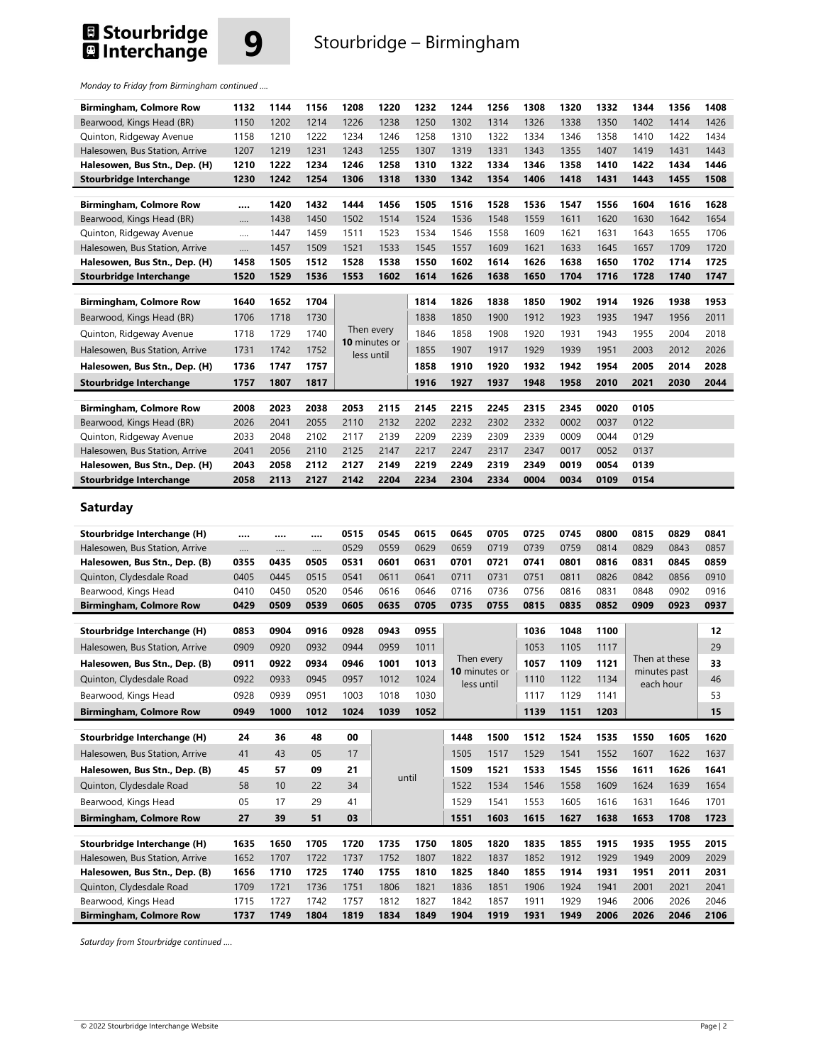# Stourbridge Interchange 9 Stourbridge – Birmingham

*Monday to Friday from Birmingham continued ....*

| Birmingham, Colmore Row | 1132 | 1144 | 1156 | 1208 | 1220 | 1232 | 1244 | 1256 | 1308 | 1320 | 1332 | 1344 | 1356 | 1408 |
|---|---|---|---|---|---|---|---|---|---|---|---|---|---|---|
| Bearwood, Kings Head (BR) | 1150 | 1202 | 1214 | 1226 | 1238 | 1250 | 1302 | 1314 | 1326 | 1338 | 1350 | 1402 | 1414 | 1426 |
| Quinton, Ridgeway Avenue | 1158 | 1210 | 1222 | 1234 | 1246 | 1258 | 1310 | 1322 | 1334 | 1346 | 1358 | 1410 | 1422 | 1434 |
| Halesowen, Bus Station, Arrive | 1207 | 1219 | 1231 | 1243 | 1255 | 1307 | 1319 | 1331 | 1343 | 1355 | 1407 | 1419 | 1431 | 1443 |
| **Halesowen, Bus Stn., Dep. (H)** | 1210 | 1222 | 1234 | 1246 | 1258 | 1310 | 1322 | 1334 | 1346 | 1358 | 1410 | 1422 | 1434 | 1446 |
| **Stourbridge Interchange** | 1230 | 1242 | 1254 | 1306 | 1318 | 1330 | 1342 | 1354 | 1406 | 1418 | 1431 | 1443 | 1455 | 1508 |

| Birmingham, Colmore Row | .... | 1420 | 1432 | 1444 | 1456 | 1505 | 1516 | 1528 | 1536 | 1547 | 1556 | 1604 | 1616 | 1628 |
|---|---|---|---|---|---|---|---|---|---|---|---|---|---|---|
| Bearwood, Kings Head (BR) | .... | 1438 | 1450 | 1502 | 1514 | 1524 | 1536 | 1548 | 1559 | 1611 | 1620 | 1630 | 1642 | 1654 |
| Quinton, Ridgeway Avenue | .... | 1447 | 1459 | 1511 | 1523 | 1534 | 1546 | 1558 | 1609 | 1621 | 1631 | 1643 | 1655 | 1706 |
| Halesowen, Bus Station, Arrive | .... | 1457 | 1509 | 1521 | 1533 | 1545 | 1557 | 1609 | 1621 | 1633 | 1645 | 1657 | 1709 | 1720 |
| **Halesowen, Bus Stn., Dep. (H)** | 1458 | 1505 | 1512 | 1528 | 1538 | 1550 | 1602 | 1614 | 1626 | 1638 | 1650 | 1702 | 1714 | 1725 |
| **Stourbridge Interchange** | 1520 | 1529 | 1536 | 1553 | 1602 | 1614 | 1626 | 1638 | 1650 | 1704 | 1716 | 1728 | 1740 | 1747 |

| Birmingham, Colmore Row | 1640 | 1652 | 1704 | Then every **10** minutes or less until | 1814 | 1826 | 1838 | 1850 | 1902 | 1914 | 1926 | 1938 | 1953 |
|---|---|---|---|---|---|---|---|---|---|---|---|---|---|
| Bearwood, Kings Head (BR) | 1706 | 1718 | 1730 | | 1838 | 1850 | 1900 | 1912 | 1923 | 1935 | 1947 | 1956 | 2011 |
| Quinton, Ridgeway Avenue | 1718 | 1729 | 1740 | | 1846 | 1858 | 1908 | 1920 | 1931 | 1943 | 1955 | 2004 | 2018 |
| Halesowen, Bus Station, Arrive | 1731 | 1742 | 1752 | | 1855 | 1907 | 1917 | 1929 | 1939 | 1951 | 2003 | 2012 | 2026 |
| **Halesowen, Bus Stn., Dep. (H)** | 1736 | 1747 | 1757 | | 1858 | 1910 | 1920 | 1932 | 1942 | 1954 | 2005 | 2014 | 2028 |
| **Stourbridge Interchange** | 1757 | 1807 | 1817 | | 1916 | 1927 | 1937 | 1948 | 1958 | 2010 | 2021 | 2030 | 2044 |

| Birmingham, Colmore Row | 2008 | 2023 | 2038 | 2053 | 2115 | 2145 | 2215 | 2245 | 2315 | 2345 | 0020 | 0105 |
|---|---|---|---|---|---|---|---|---|---|---|---|---|
| Bearwood, Kings Head (BR) | 2026 | 2041 | 2055 | 2110 | 2132 | 2202 | 2232 | 2302 | 2332 | 0002 | 0037 | 0122 |
| Quinton, Ridgeway Avenue | 2033 | 2048 | 2102 | 2117 | 2139 | 2209 | 2239 | 2309 | 2339 | 0009 | 0044 | 0129 |
| Halesowen, Bus Station, Arrive | 2041 | 2056 | 2110 | 2125 | 2147 | 2217 | 2247 | 2317 | 2347 | 0017 | 0052 | 0137 |
| **Halesowen, Bus Stn., Dep. (H)** | 2043 | 2058 | 2112 | 2127 | 2149 | 2219 | 2249 | 2319 | 2349 | 0019 | 0054 | 0139 |
| **Stourbridge Interchange** | 2058 | 2113 | 2127 | 2142 | 2204 | 2234 | 2304 | 2334 | 0004 | 0034 | 0109 | 0154 |

## Saturday

| Stourbridge Interchange (H) | .... | .... | .... | 0515 | 0545 | 0615 | 0645 | 0705 | 0725 | 0745 | 0800 | 0815 | 0829 | 0841 |
|---|---|---|---|---|---|---|---|---|---|---|---|---|---|---|
| Halesowen, Bus Station, Arrive | .... | .... | .... | 0529 | 0559 | 0629 | 0659 | 0719 | 0739 | 0759 | 0814 | 0829 | 0843 | 0857 |
| **Halesowen, Bus Stn., Dep. (B)** | 0355 | 0435 | 0505 | 0531 | 0601 | 0631 | 0701 | 0721 | 0741 | 0801 | 0816 | 0831 | 0845 | 0859 |
| Quinton, Clydesdale Road | 0405 | 0445 | 0515 | 0541 | 0611 | 0641 | 0711 | 0731 | 0751 | 0811 | 0826 | 0842 | 0856 | 0910 |
| Bearwood, Kings Head | 0410 | 0450 | 0520 | 0546 | 0616 | 0646 | 0716 | 0736 | 0756 | 0816 | 0831 | 0848 | 0902 | 0916 |
| **Birmingham, Colmore Row** | 0429 | 0509 | 0539 | 0605 | 0635 | 0705 | 0735 | 0755 | 0815 | 0835 | 0852 | 0909 | 0923 | 0937 |

| Stourbridge Interchange (H) | 0853 | 0904 | 0916 | 0928 | 0943 | 0955 | Then every **10** minutes or less until | 1036 | 1048 | 1100 | Then at these minutes past each hour | 12 |
|---|---|---|---|---|---|---|---|---|---|---|---|---|
| Halesowen, Bus Station, Arrive | 0909 | 0920 | 0932 | 0944 | 0959 | 1011 | | 1053 | 1105 | 1117 | | 29 |
| **Halesowen, Bus Stn., Dep. (B)** | 0911 | 0922 | 0934 | 0946 | 1001 | 1013 | | 1057 | 1109 | 1121 | | 33 |
| Quinton, Clydesdale Road | 0922 | 0933 | 0945 | 0957 | 1012 | 1024 | | 1110 | 1122 | 1134 | | 46 |
| Bearwood, Kings Head | 0928 | 0939 | 0951 | 1003 | 1018 | 1030 | | 1117 | 1129 | 1141 | | 53 |
| **Birmingham, Colmore Row** | 0949 | 1000 | 1012 | 1024 | 1039 | 1052 | | 1139 | 1151 | 1203 | | 15 |

| Stourbridge Interchange (H) | 24 | 36 | 48 | 00 | until | 1448 | 1500 | 1512 | 1524 | 1535 | 1550 | 1605 | 1620 |
|---|---|---|---|---|---|---|---|---|---|---|---|---|---|
| Halesowen, Bus Station, Arrive | 41 | 43 | 05 | 17 | | 1505 | 1517 | 1529 | 1541 | 1552 | 1607 | 1622 | 1637 |
| **Halesowen, Bus Stn., Dep. (B)** | 45 | 57 | 09 | 21 | | 1509 | 1521 | 1533 | 1545 | 1556 | 1611 | 1626 | 1641 |
| Quinton, Clydesdale Road | 58 | 10 | 22 | 34 | | 1522 | 1534 | 1546 | 1558 | 1609 | 1624 | 1639 | 1654 |
| Bearwood, Kings Head | 05 | 17 | 29 | 41 | | 1529 | 1541 | 1553 | 1605 | 1616 | 1631 | 1646 | 1701 |
| **Birmingham, Colmore Row** | 27 | 39 | 51 | 03 | | 1551 | 1603 | 1615 | 1627 | 1638 | 1653 | 1708 | 1723 |

| Stourbridge Interchange (H) | 1635 | 1650 | 1705 | 1720 | 1735 | 1750 | 1805 | 1820 | 1835 | 1855 | 1915 | 1935 | 1955 | 2015 |
|---|---|---|---|---|---|---|---|---|---|---|---|---|---|---|
| Halesowen, Bus Station, Arrive | 1652 | 1707 | 1722 | 1737 | 1752 | 1807 | 1822 | 1837 | 1852 | 1912 | 1929 | 1949 | 2009 | 2029 |
| **Halesowen, Bus Stn., Dep. (B)** | 1656 | 1710 | 1725 | 1740 | 1755 | 1810 | 1825 | 1840 | 1855 | 1914 | 1931 | 1951 | 2011 | 2031 |
| Quinton, Clydesdale Road | 1709 | 1721 | 1736 | 1751 | 1806 | 1821 | 1836 | 1851 | 1906 | 1924 | 1941 | 2001 | 2021 | 2041 |
| Bearwood, Kings Head | 1715 | 1727 | 1742 | 1757 | 1812 | 1827 | 1842 | 1857 | 1911 | 1929 | 1946 | 2006 | 2026 | 2046 |
| **Birmingham, Colmore Row** | 1737 | 1749 | 1804 | 1819 | 1834 | 1849 | 1904 | 1919 | 1931 | 1949 | 2006 | 2026 | 2046 | 2106 |

*Saturday from Stourbridge continued ....*

© 2022 Stourbridge Interchange Website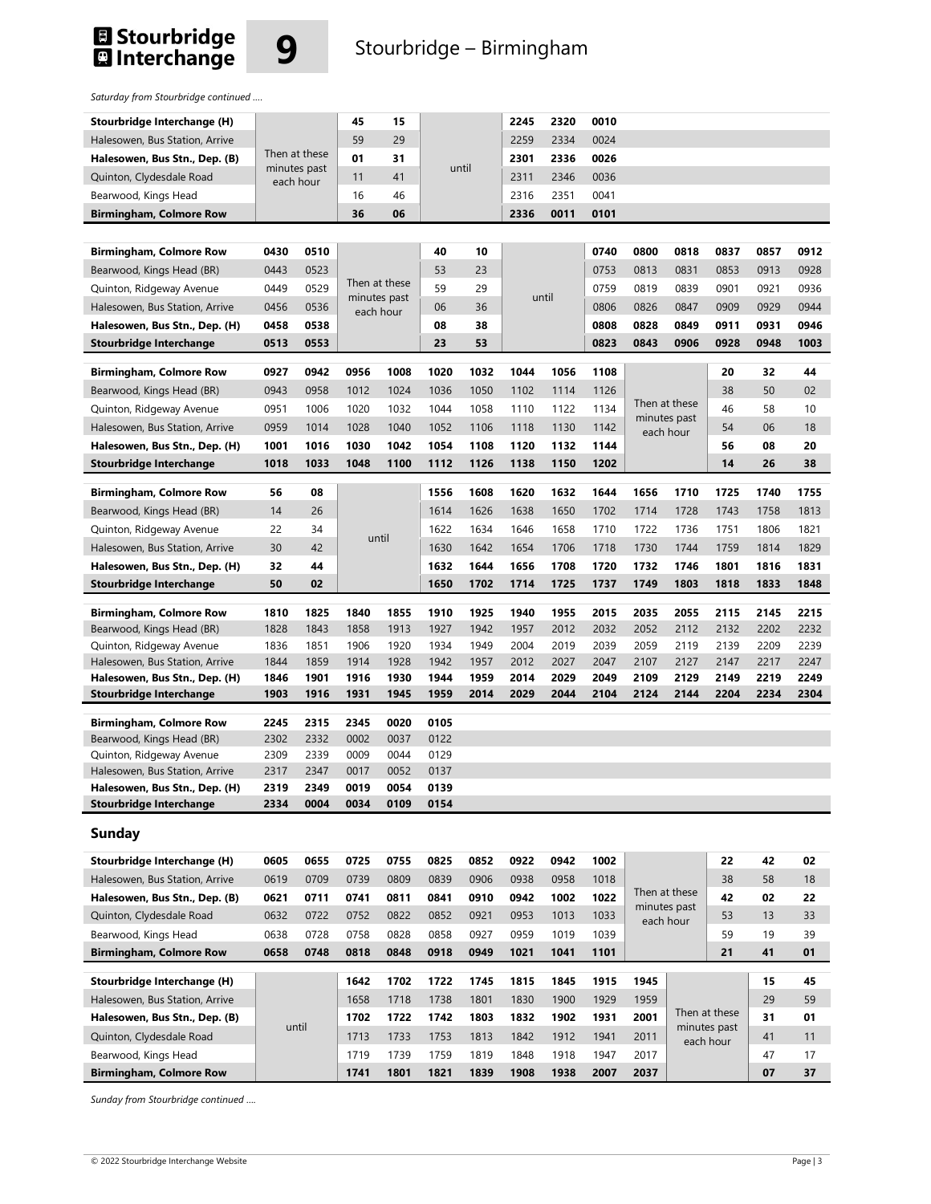# Stourbridge Interchange 9 Stourbridge – Birmingham

*Saturday from Stourbridge continued ….*

| Stourbridge Interchange (H) | | 45 | 15 | | 2245 | 2320 | 0010 |
|---|---|---|---|---|---|---|---|
| Halesowen, Bus Station, Arrive | | 59 | 29 | | 2259 | 2334 | 0024 |
| **Halesowen, Bus Stn., Dep. (B)** | Then at these minutes past each hour | **01** | **31** | until | **2301** | **2336** | **0026** |
| Quinton, Clydesdale Road | | 11 | 41 | | 2311 | 2346 | 0036 |
| Bearwood, Kings Head | | 16 | 46 | | 2316 | 2351 | 0041 |
| **Birmingham, Colmore Row** | | **36** | **06** | | **2336** | **0011** | **0101** |

| Birmingham, Colmore Row | 0430 | 0510 | | 40 | 10 | | 0740 | 0800 | 0818 | 0837 | 0857 | 0912 |
|---|---|---|---|---|---|---|---|---|---|---|---|---|
| Bearwood, Kings Head (BR) | 0443 | 0523 | | 53 | 23 | | 0753 | 0813 | 0831 | 0853 | 0913 | 0928 |
| Quinton, Ridgeway Avenue | 0449 | 0529 | Then at these minutes past each hour | 59 | 29 | until | 0759 | 0819 | 0839 | 0901 | 0921 | 0936 |
| Halesowen, Bus Station, Arrive | 0456 | 0536 | | 06 | 36 | | 0806 | 0826 | 0847 | 0909 | 0929 | 0944 |
| **Halesowen, Bus Stn., Dep. (H)** | **0458** | **0538** | | **08** | **38** | | **0808** | **0828** | **0849** | **0911** | **0931** | **0946** |
| **Stourbridge Interchange** | **0513** | **0553** | | **23** | **53** | | **0823** | **0843** | **0906** | **0928** | **0948** | **1003** |

| Birmingham, Colmore Row | 0927 | 0942 | 0956 | 1008 | 1020 | 1032 | 1044 | 1056 | 1108 | | 20 | 32 | 44 |
|---|---|---|---|---|---|---|---|---|---|---|---|---|---|
| Bearwood, Kings Head (BR) | 0943 | 0958 | 1012 | 1024 | 1036 | 1050 | 1102 | 1114 | 1126 | | 38 | 50 | 02 |
| Quinton, Ridgeway Avenue | 0951 | 1006 | 1020 | 1032 | 1044 | 1058 | 1110 | 1122 | 1134 | Then at these minutes past each hour | 46 | 58 | 10 |
| Halesowen, Bus Station, Arrive | 0959 | 1014 | 1028 | 1040 | 1052 | 1106 | 1118 | 1130 | 1142 | | 54 | 06 | 18 |
| **Halesowen, Bus Stn., Dep. (H)** | **1001** | **1016** | **1030** | **1042** | **1054** | **1108** | **1120** | **1132** | **1144** | | **56** | **08** | **20** |
| **Stourbridge Interchange** | **1018** | **1033** | **1048** | **1100** | **1112** | **1126** | **1138** | **1150** | **1202** | | **14** | **26** | **38** |

| Birmingham, Colmore Row | 56 | 08 | | 1556 | 1608 | 1620 | 1632 | 1644 | 1656 | 1710 | 1725 | 1740 | 1755 |
|---|---|---|---|---|---|---|---|---|---|---|---|---|---|
| Bearwood, Kings Head (BR) | 14 | 26 | | 1614 | 1626 | 1638 | 1650 | 1702 | 1714 | 1728 | 1743 | 1758 | 1813 |
| Quinton, Ridgeway Avenue | 22 | 34 | until | 1622 | 1634 | 1646 | 1658 | 1710 | 1722 | 1736 | 1751 | 1806 | 1821 |
| Halesowen, Bus Station, Arrive | 30 | 42 | | 1630 | 1642 | 1654 | 1706 | 1718 | 1730 | 1744 | 1759 | 1814 | 1829 |
| **Halesowen, Bus Stn., Dep. (H)** | **32** | **44** | | **1632** | **1644** | **1656** | **1708** | **1720** | **1732** | **1746** | **1801** | **1816** | **1831** |
| **Stourbridge Interchange** | **50** | **02** | | **1650** | **1702** | **1714** | **1725** | **1737** | **1749** | **1803** | **1818** | **1833** | **1848** |

| Birmingham, Colmore Row | 1810 | 1825 | 1840 | 1855 | 1910 | 1925 | 1940 | 1955 | 2015 | 2035 | 2055 | 2115 | 2145 | 2215 |
|---|---|---|---|---|---|---|---|---|---|---|---|---|---|---|
| Bearwood, Kings Head (BR) | 1828 | 1843 | 1858 | 1913 | 1927 | 1942 | 1957 | 2012 | 2032 | 2052 | 2112 | 2132 | 2202 | 2232 |
| Quinton, Ridgeway Avenue | 1836 | 1851 | 1906 | 1920 | 1934 | 1949 | 2004 | 2019 | 2039 | 2059 | 2119 | 2139 | 2209 | 2239 |
| Halesowen, Bus Station, Arrive | 1844 | 1859 | 1914 | 1928 | 1942 | 1957 | 2012 | 2027 | 2047 | 2107 | 2127 | 2147 | 2217 | 2247 |
| **Halesowen, Bus Stn., Dep. (H)** | **1846** | **1901** | **1916** | **1930** | **1944** | **1959** | **2014** | **2029** | **2049** | **2109** | **2129** | **2149** | **2219** | **2249** |
| **Stourbridge Interchange** | **1903** | **1916** | **1931** | **1945** | **1959** | **2014** | **2029** | **2044** | **2104** | **2124** | **2144** | **2204** | **2234** | **2304** |

| Birmingham, Colmore Row | 2245 | 2315 | 2345 | 0020 | 0105 |
|---|---|---|---|---|---|
| Bearwood, Kings Head (BR) | 2302 | 2332 | 0002 | 0037 | 0122 |
| Quinton, Ridgeway Avenue | 2309 | 2339 | 0009 | 0044 | 0129 |
| Halesowen, Bus Station, Arrive | 2317 | 2347 | 0017 | 0052 | 0137 |
| **Halesowen, Bus Stn., Dep. (H)** | **2319** | **2349** | **0019** | **0054** | **0139** |
| **Stourbridge Interchange** | **2334** | **0004** | **0034** | **0109** | **0154** |

## Sunday

| Stourbridge Interchange (H) | 0605 | 0655 | 0725 | 0755 | 0825 | 0852 | 0922 | 0942 | 1002 | | 22 | 42 | 02 |
|---|---|---|---|---|---|---|---|---|---|---|---|---|---|
| Halesowen, Bus Station, Arrive | 0619 | 0709 | 0739 | 0809 | 0839 | 0906 | 0938 | 0958 | 1018 | | 38 | 58 | 18 |
| **Halesowen, Bus Stn., Dep. (B)** | **0621** | **0711** | **0741** | **0811** | **0841** | **0910** | **0942** | **1002** | **1022** | Then at these minutes past each hour | **42** | **02** | **22** |
| Quinton, Clydesdale Road | 0632 | 0722 | 0752 | 0822 | 0852 | 0921 | 0953 | 1013 | 1033 | | 53 | 13 | 33 |
| Bearwood, Kings Head | 0638 | 0728 | 0758 | 0828 | 0858 | 0927 | 0959 | 1019 | 1039 | | 59 | 19 | 39 |
| **Birmingham, Colmore Row** | **0658** | **0748** | **0818** | **0848** | **0918** | **0949** | **1021** | **1041** | **1101** | | **21** | **41** | **01** |

| Stourbridge Interchange (H) | | 1642 | 1702 | 1722 | 1745 | 1815 | 1845 | 1915 | 1945 | | 15 | 45 |
|---|---|---|---|---|---|---|---|---|---|---|---|---|
| Halesowen, Bus Station, Arrive | | 1658 | 1718 | 1738 | 1801 | 1830 | 1900 | 1929 | 1959 | | 29 | 59 |
| **Halesowen, Bus Stn., Dep. (B)** | until | **1702** | **1722** | **1742** | **1803** | **1832** | **1902** | **1931** | **2001** | Then at these minutes past each hour | **31** | **01** |
| Quinton, Clydesdale Road | | 1713 | 1733 | 1753 | 1813 | 1842 | 1912 | 1941 | 2011 | | 41 | 11 |
| Bearwood, Kings Head | | 1719 | 1739 | 1759 | 1819 | 1848 | 1918 | 1947 | 2017 | | 47 | 17 |
| **Birmingham, Colmore Row** | | **1741** | **1801** | **1821** | **1839** | **1908** | **1938** | **2007** | **2037** | | **07** | **37** |

*Sunday from Stourbridge continued ….*

© 2022 Stourbridge Interchange Website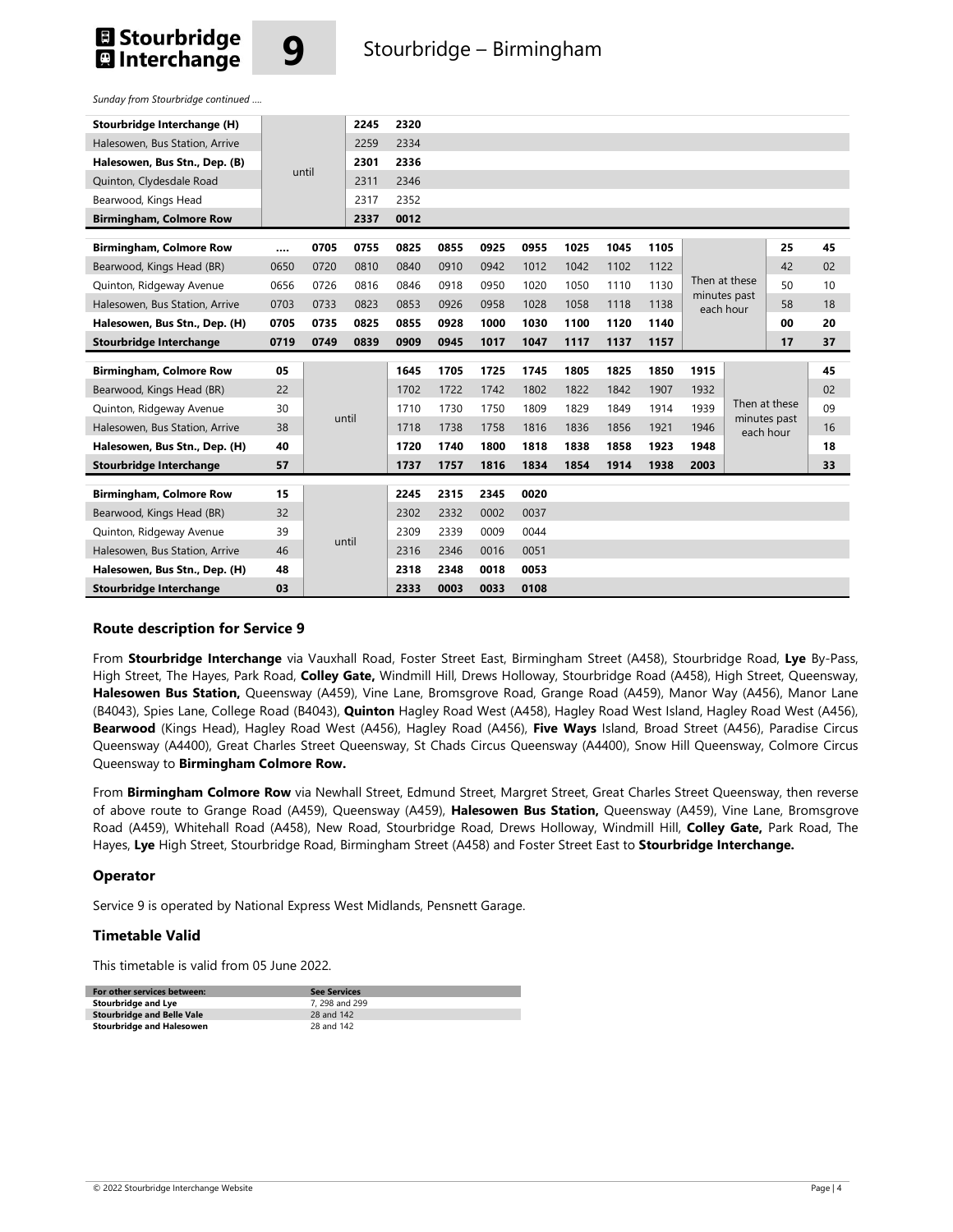*Sunday from Stourbridge continued ....*

| | | | | |
|---|---|---|---|---|
| **Stourbridge Interchange (H)** | until | | **2245** | **2320** |
| Halesowen, Bus Station, Arrive | | | 2259 | 2334 |
| **Halesowen, Bus Stn., Dep. (B)** | | | **2301** | **2336** |
| Quinton, Clydesdale Road | | | 2311 | 2346 |
| Bearwood, Kings Head | | | 2317 | 2352 |
| **Birmingham, Colmore Row** | | | **2337** | **0012** |

| | | | | | | | | | | | | | |
|---|---|---|---|---|---|---|---|---|---|---|---|---|---|
| **Birmingham, Colmore Row** | **....** | **0705** | **0755** | **0825** | **0855** | **0925** | **0955** | **1025** | **1045** | **1105** | Then at these minutes past each hour | **25** | **45** |
| Bearwood, Kings Head (BR) | 0650 | 0720 | 0810 | 0840 | 0910 | 0942 | 1012 | 1042 | 1102 | 1122 | | 42 | 02 |
| Quinton, Ridgeway Avenue | 0656 | 0726 | 0816 | 0846 | 0918 | 0950 | 1020 | 1050 | 1110 | 1130 | | 50 | 10 |
| Halesowen, Bus Station, Arrive | 0703 | 0733 | 0823 | 0853 | 0926 | 0958 | 1028 | 1058 | 1118 | 1138 | | 58 | 18 |
| **Halesowen, Bus Stn., Dep. (H)** | **0705** | **0735** | **0825** | **0855** | **0928** | **1000** | **1030** | **1100** | **1120** | **1140** | | **00** | **20** |
| **Stourbridge Interchange** | **0719** | **0749** | **0839** | **0909** | **0945** | **1017** | **1047** | **1117** | **1137** | **1157** | | **17** | **37** |

| | | | | | | | | | | | | | |
|---|---|---|---|---|---|---|---|---|---|---|---|---|---|
| **Birmingham, Colmore Row** | **05** | until | **1645** | **1705** | **1725** | **1745** | **1805** | **1825** | **1850** | **1915** | Then at these minutes past each hour | | **45** |
| Bearwood, Kings Head (BR) | 22 | | 1702 | 1722 | 1742 | 1802 | 1822 | 1842 | 1907 | 1932 | | | 02 |
| Quinton, Ridgeway Avenue | 30 | | 1710 | 1730 | 1750 | 1809 | 1829 | 1849 | 1914 | 1939 | | | 09 |
| Halesowen, Bus Station, Arrive | 38 | | 1718 | 1738 | 1758 | 1816 | 1836 | 1856 | 1921 | 1946 | | | 16 |
| **Halesowen, Bus Stn., Dep. (H)** | **40** | | **1720** | **1740** | **1800** | **1818** | **1838** | **1858** | **1923** | **1948** | | | **18** |
| **Stourbridge Interchange** | **57** | | **1737** | **1757** | **1816** | **1834** | **1854** | **1914** | **1938** | **2003** | | | **33** |

| | | | | | | |
|---|---|---|---|---|---|---|
| **Birmingham, Colmore Row** | **15** | until | **2245** | **2315** | **2345** | **0020** |
| Bearwood, Kings Head (BR) | 32 | | 2302 | 2332 | 0002 | 0037 |
| Quinton, Ridgeway Avenue | 39 | | 2309 | 2339 | 0009 | 0044 |
| Halesowen, Bus Station, Arrive | 46 | | 2316 | 2346 | 0016 | 0051 |
| **Halesowen, Bus Stn., Dep. (H)** | **48** | | **2318** | **2348** | **0018** | **0053** |
| **Stourbridge Interchange** | **03** | | **2333** | **0003** | **0033** | **0108** |

### Route description for Service 9

From **Stourbridge Interchange** via Vauxhall Road, Foster Street East, Birmingham Street (A458), Stourbridge Road, **Lye** By-Pass, High Street, The Hayes, Park Road, **Colley Gate,** Windmill Hill, Drews Holloway, Stourbridge Road (A458), High Street, Queensway, **Halesowen Bus Station,** Queensway (A459), Vine Lane, Bromsgrove Road, Grange Road (A459), Manor Way (A456), Manor Lane (B4043), Spies Lane, College Road (B4043), **Quinton** Hagley Road West (A458), Hagley Road West Island, Hagley Road West (A456), **Bearwood** (Kings Head), Hagley Road West (A456), Hagley Road (A456), **Five Ways** Island, Broad Street (A456), Paradise Circus Queensway (A4400), Great Charles Street Queensway, St Chads Circus Queensway (A4400), Snow Hill Queensway, Colmore Circus Queensway to **Birmingham Colmore Row.**

From **Birmingham Colmore Row** via Newhall Street, Edmund Street, Margret Street, Great Charles Street Queensway, then reverse of above route to Grange Road (A459), Queensway (A459), **Halesowen Bus Station,** Queensway (A459), Vine Lane, Bromsgrove Road (A459), Whitehall Road (A458), New Road, Stourbridge Road, Drews Holloway, Windmill Hill, **Colley Gate,** Park Road, The Hayes, **Lye** High Street, Stourbridge Road, Birmingham Street (A458) and Foster Street East to **Stourbridge Interchange.**

### Operator

Service 9 is operated by National Express West Midlands, Pensnett Garage.

### Timetable Valid

This timetable is valid from 05 June 2022.

| For other services between: | See Services |
|---|---|
| **Stourbridge and Lye** | 7, 298 and 299 |
| **Stourbridge and Belle Vale** | 28 and 142 |
| **Stourbridge and Halesowen** | 28 and 142 |